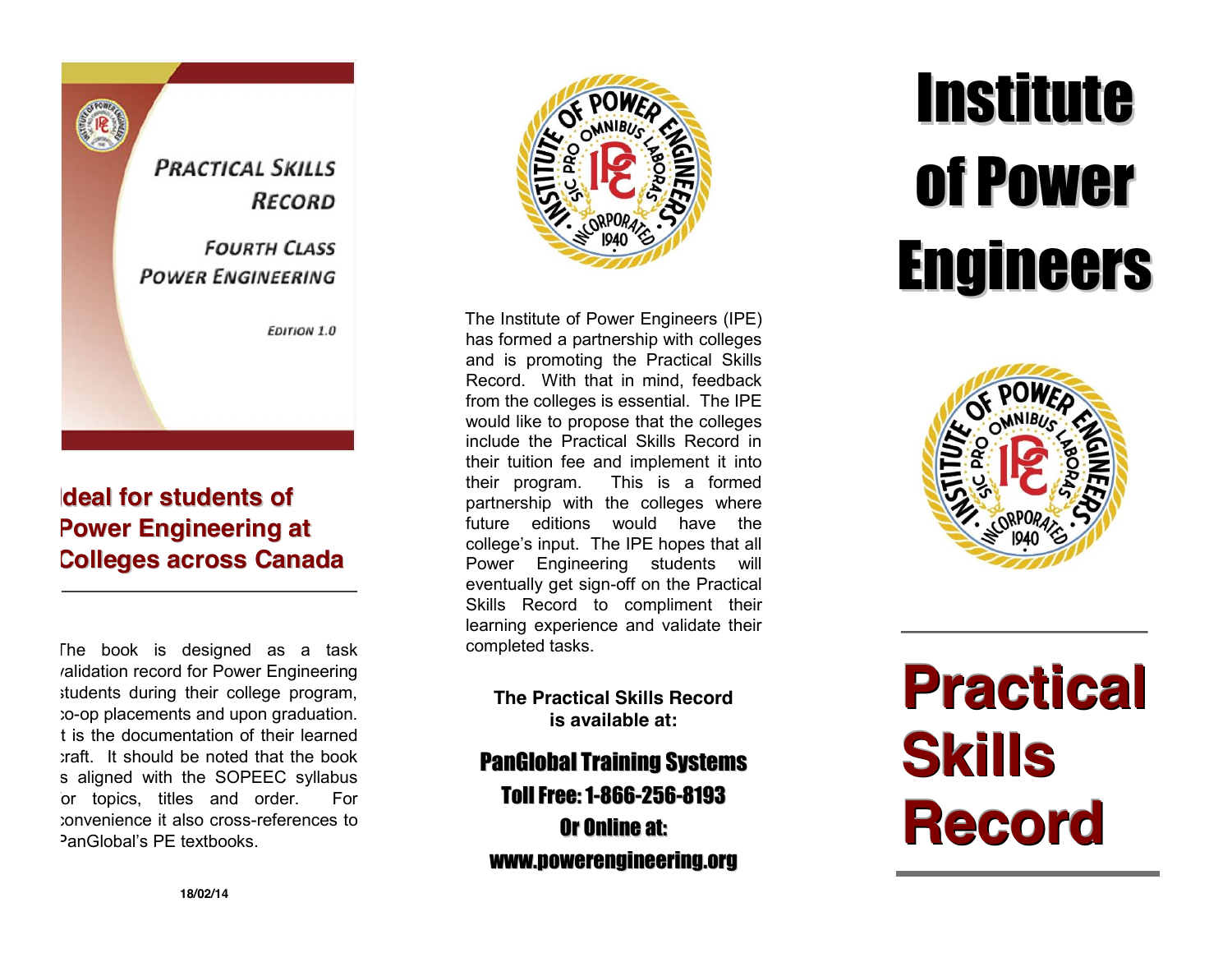PRACTICAL SKILLS RECORD

FOURTH CLASS POWER ENGINEERING

EDITION 1.0

## Ideal for students of Power Engineering at Colleges across Canada

The book is designed as a task validation record for Power Engineering students during their college program, co-op placements and upon graduation. It is the documentation of their learned craft. It should be noted that the book is aligned with the SOPEEC syllabus for topics, titles and order. For convenience it also cross-references to PanGlobal's PE textbooks.

18/02/14

INSTITUTE OF POWER ENGINEERS · SIC PRO OMNIBUS LABORAS · IPE · INCORPORATED 1940

The Institute of Power Engineers (IPE) has formed a partnership with colleges and is promoting the Practical Skills Record. With that in mind, feedback from the colleges is essential. The IPE would like to propose that the colleges include the Practical Skills Record in their tuition fee and implement it into their program. This is a formed partnership with the colleges where future editions would have the college's input. The IPE hopes that all Power Engineering students will eventually get sign-off on the Practical Skills Record to compliment their learning experience and validate their completed tasks.

**The Practical Skills Record is available at:**

**PanGlobal Training Systems**

**Toll Free: 1-866-256-8193**

**Or Online at:**

**www.powerengineering.org**

# Institute of Power Engineers

INSTITUTE OF POWER ENGINEERS · SIC PRO OMNIBUS LABORAS · IPE · INCORPORATED 1940

# Practical Skills Record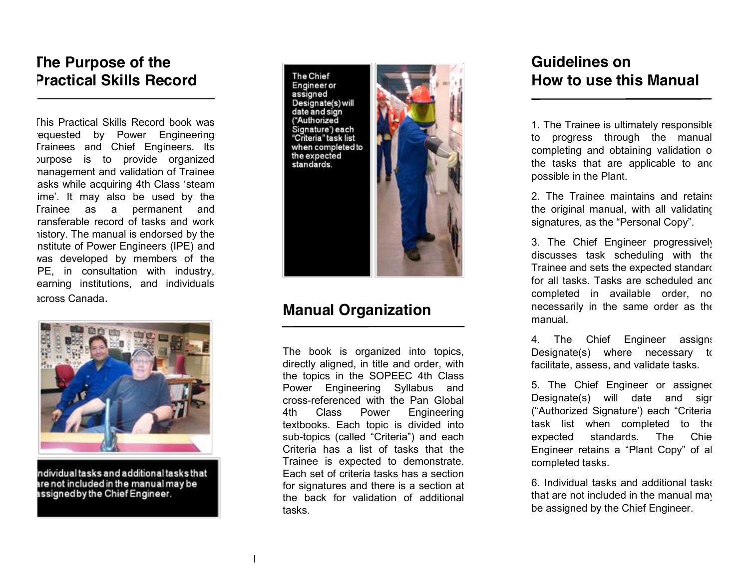## The Purpose of the Practical Skills Record

This Practical Skills Record book was requested by Power Engineering Trainees and Chief Engineers. Its purpose is to provide organized management and validation of Trainee tasks while acquiring 4th Class 'steam time'. It may also be used by the Trainee as a permanent and transferable record of tasks and work history. The manual is endorsed by the Institute of Power Engineers (IPE) and was developed by members of the IPE, in consultation with industry, learning institutions, and individuals across Canada.

Individual tasks and additional tasks that are not included in the manual may be assigned by the Chief Engineer.

The Chief Engineer or assigned Designate(s) will date and sign ("Authorized Signature') each "Criteria" task list when completed to the expected standards.

## Manual Organization

The book is organized into topics, directly aligned, in title and order, with the topics in the SOPEEC 4th Class Power Engineering Syllabus and cross-referenced with the Pan Global 4th Class Power Engineering textbooks. Each topic is divided into sub-topics (called "Criteria") and each Criteria has a list of tasks that the Trainee is expected to demonstrate. Each set of criteria tasks has a section for signatures and there is a section at the back for validation of additional tasks.

## Guidelines on How to use this Manual

1. The Trainee is ultimately responsible to progress through the manual completing and obtaining validation of the tasks that are applicable to and possible in the Plant.

2. The Trainee maintains and retains the original manual, with all validating signatures, as the "Personal Copy".

3. The Chief Engineer progressively discusses task scheduling with the Trainee and sets the expected standard for all tasks. Tasks are scheduled and completed in available order, not necessarily in the same order as the manual.

4. The Chief Engineer assigns Designate(s) where necessary to facilitate, assess, and validate tasks.

5. The Chief Engineer or assigned Designate(s) will date and sign ("Authorized Signature') each "Criteria" task list when completed to the expected standards. The Chief Engineer retains a "Plant Copy" of all completed tasks.

6. Individual tasks and additional tasks that are not included in the manual may be assigned by the Chief Engineer.